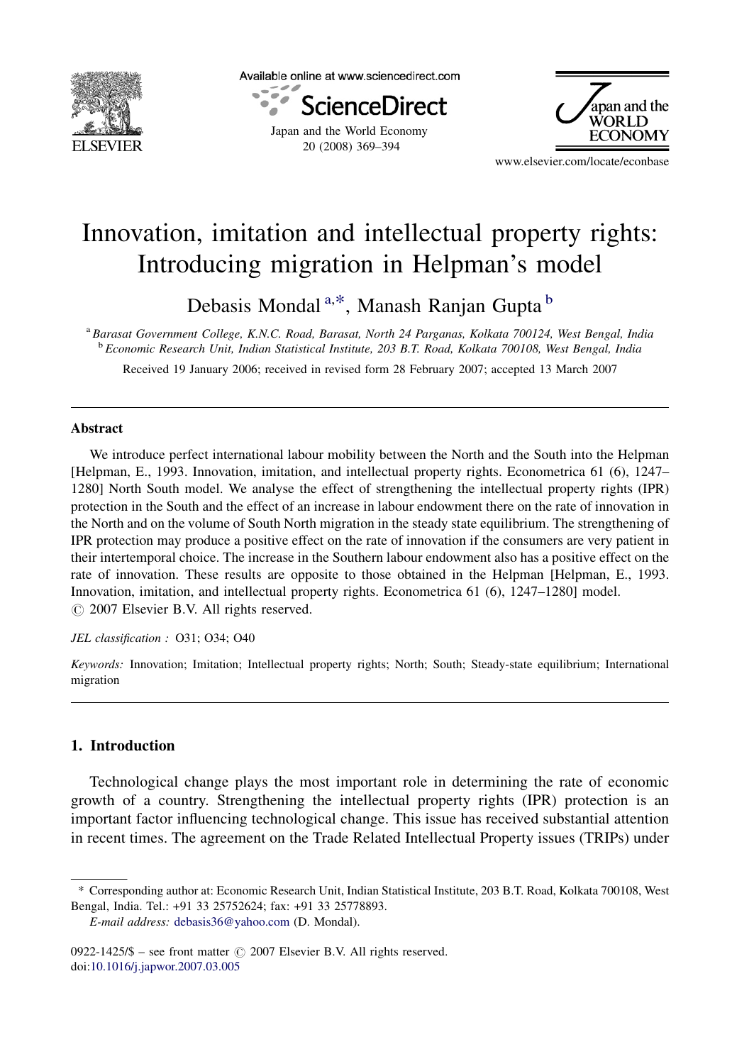# Innovation, imitation and intellectual property rights: Introducing migration in Helpman's model

Debasis Mondal [a,*], Manash Ranjan Gupta [b]

[a] Barasat Government College, K.N.C. Road, Barasat, North 24 Parganas, Kolkata 700124, West Bengal, India
[b] Economic Research Unit, Indian Statistical Institute, 203 B.T. Road, Kolkata 700108, West Bengal, India

Received 19 January 2006; received in revised form 28 February 2007; accepted 13 March 2007

## Abstract

We introduce perfect international labour mobility between the North and the South into the Helpman [Helpman, E., 1993. Innovation, imitation, and intellectual property rights. Econometrica 61 (6), 1247–1280] North South model. We analyse the effect of strengthening the intellectual property rights (IPR) protection in the South and the effect of an increase in labour endowment there on the rate of innovation in the North and on the volume of South North migration in the steady state equilibrium. The strengthening of IPR protection may produce a positive effect on the rate of innovation if the consumers are very patient in their intertemporal choice. The increase in the Southern labour endowment also has a positive effect on the rate of innovation. These results are opposite to those obtained in the Helpman [Helpman, E., 1993. Innovation, imitation, and intellectual property rights. Econometrica 61 (6), 1247–1280] model.
© 2007 Elsevier B.V. All rights reserved.

*JEL classification :* O31; O34; O40

*Keywords:* Innovation; Imitation; Intellectual property rights; North; South; Steady-state equilibrium; International migration

## 1. Introduction

Technological change plays the most important role in determining the rate of economic growth of a country. Strengthening the intellectual property rights (IPR) protection is an important factor influencing technological change. This issue has received substantial attention in recent times. The agreement on the Trade Related Intellectual Property issues (TRIPs) under

---

* Corresponding author at: Economic Research Unit, Indian Statistical Institute, 203 B.T. Road, Kolkata 700108, West Bengal, India. Tel.: +91 33 25752624; fax: +91 33 25778893.
*E-mail address:* debasis36@yahoo.com (D. Mondal).

0922-1425/$ – see front matter © 2007 Elsevier B.V. All rights reserved.
doi:10.1016/j.japwor.2007.03.005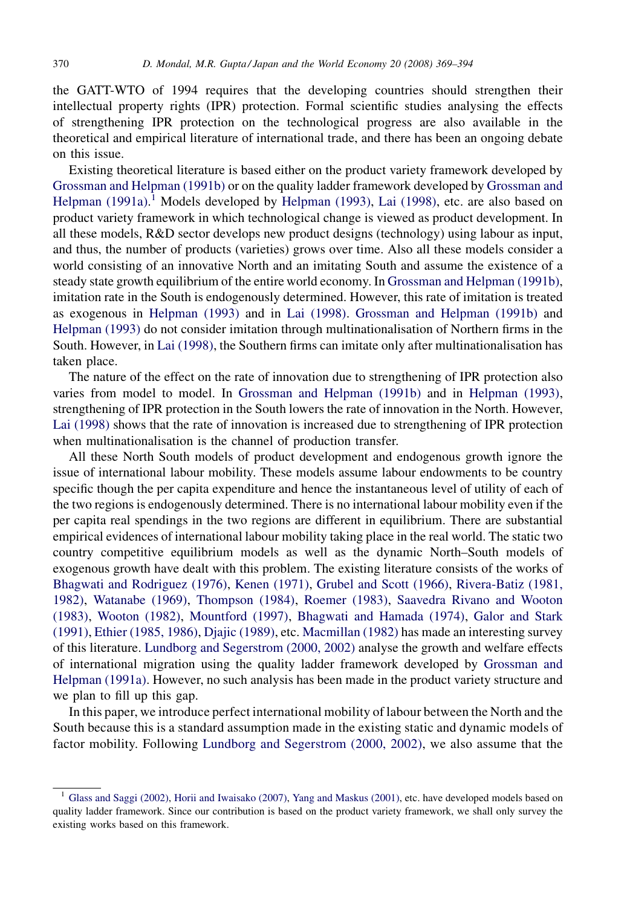the GATT-WTO of 1994 requires that the developing countries should strengthen their intellectual property rights (IPR) protection. Formal scientific studies analysing the effects of strengthening IPR protection on the technological progress are also available in the theoretical and empirical literature of international trade, and there has been an ongoing debate on this issue.

Existing theoretical literature is based either on the product variety framework developed by Grossman and Helpman (1991b) or on the quality ladder framework developed by Grossman and Helpman (1991a).[1] Models developed by Helpman (1993), Lai (1998), etc. are also based on product variety framework in which technological change is viewed as product development. In all these models, R&D sector develops new product designs (technology) using labour as input, and thus, the number of products (varieties) grows over time. Also all these models consider a world consisting of an innovative North and an imitating South and assume the existence of a steady state growth equilibrium of the entire world economy. In Grossman and Helpman (1991b), imitation rate in the South is endogenously determined. However, this rate of imitation is treated as exogenous in Helpman (1993) and in Lai (1998). Grossman and Helpman (1991b) and Helpman (1993) do not consider imitation through multinationalisation of Northern firms in the South. However, in Lai (1998), the Southern firms can imitate only after multinationalisation has taken place.

The nature of the effect on the rate of innovation due to strengthening of IPR protection also varies from model to model. In Grossman and Helpman (1991b) and in Helpman (1993), strengthening of IPR protection in the South lowers the rate of innovation in the North. However, Lai (1998) shows that the rate of innovation is increased due to strengthening of IPR protection when multinationalisation is the channel of production transfer.

All these North South models of product development and endogenous growth ignore the issue of international labour mobility. These models assume labour endowments to be country specific though the per capita expenditure and hence the instantaneous level of utility of each of the two regions is endogenously determined. There is no international labour mobility even if the per capita real spendings in the two regions are different in equilibrium. There are substantial empirical evidences of international labour mobility taking place in the real world. The static two country competitive equilibrium models as well as the dynamic North–South models of exogenous growth have dealt with this problem. The existing literature consists of the works of Bhagwati and Rodriguez (1976), Kenen (1971), Grubel and Scott (1966), Rivera-Batiz (1981, 1982), Watanabe (1969), Thompson (1984), Roemer (1983), Saavedra Rivano and Wooton (1983), Wooton (1982), Mountford (1997), Bhagwati and Hamada (1974), Galor and Stark (1991), Ethier (1985, 1986), Djajic (1989), etc. Macmillan (1982) has made an interesting survey of this literature. Lundborg and Segerstrom (2000, 2002) analyse the growth and welfare effects of international migration using the quality ladder framework developed by Grossman and Helpman (1991a). However, no such analysis has been made in the product variety structure and we plan to fill up this gap.

In this paper, we introduce perfect international mobility of labour between the North and the South because this is a standard assumption made in the existing static and dynamic models of factor mobility. Following Lundborg and Segerstrom (2000, 2002), we also assume that the

[1] Glass and Saggi (2002), Horii and Iwaisako (2007), Yang and Maskus (2001), etc. have developed models based on quality ladder framework. Since our contribution is based on the product variety framework, we shall only survey the existing works based on this framework.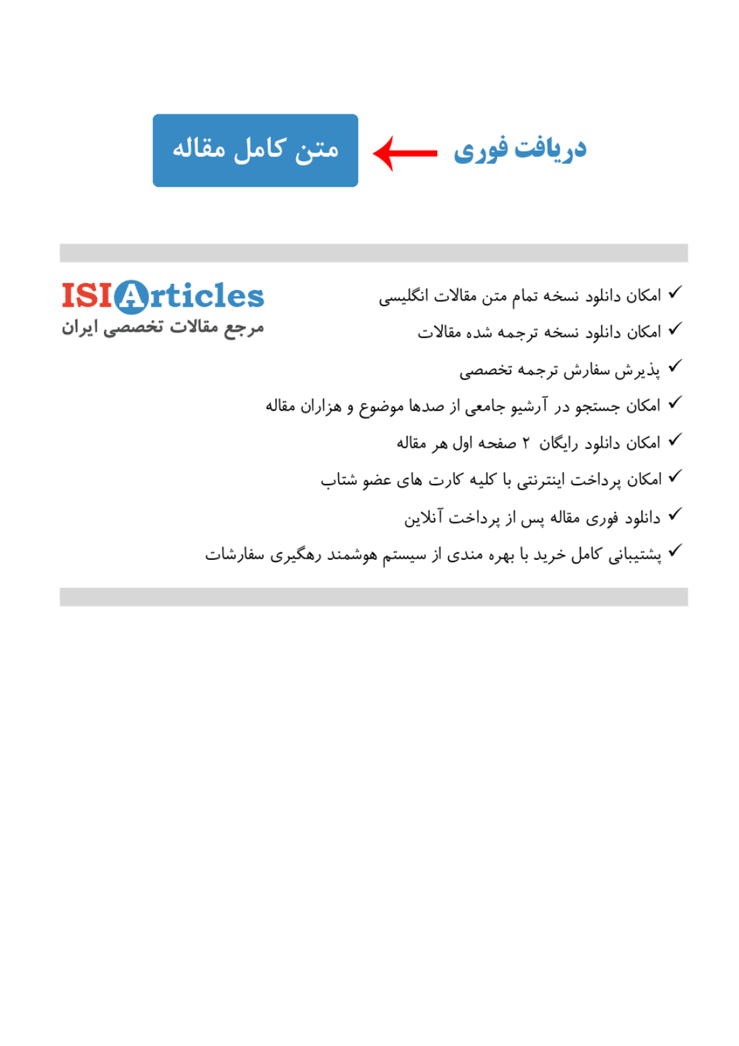دریافت فوری ← متن کامل مقاله

**ISIArticles**
مرجع مقالات تخصصی ایران

- ✓ امکان دانلود نسخه تمام متن مقالات انگلیسی
- ✓ امکان دانلود نسخه ترجمه شده مقالات
- ✓ پذیرش سفارش ترجمه تخصصی
- ✓ امکان جستجو در آرشیو جامعی از صدها موضوع و هزاران مقاله
- ✓ امکان دانلود رایگان ۲ صفحه اول هر مقاله
- ✓ امکان پرداخت اینترنتی با کلیه کارت های عضو شتاب
- ✓ دانلود فوری مقاله پس از پرداخت آنلاین
- ✓ پشتیبانی کامل خرید با بهره مندی از سیستم هوشمند رهگیری سفارشات